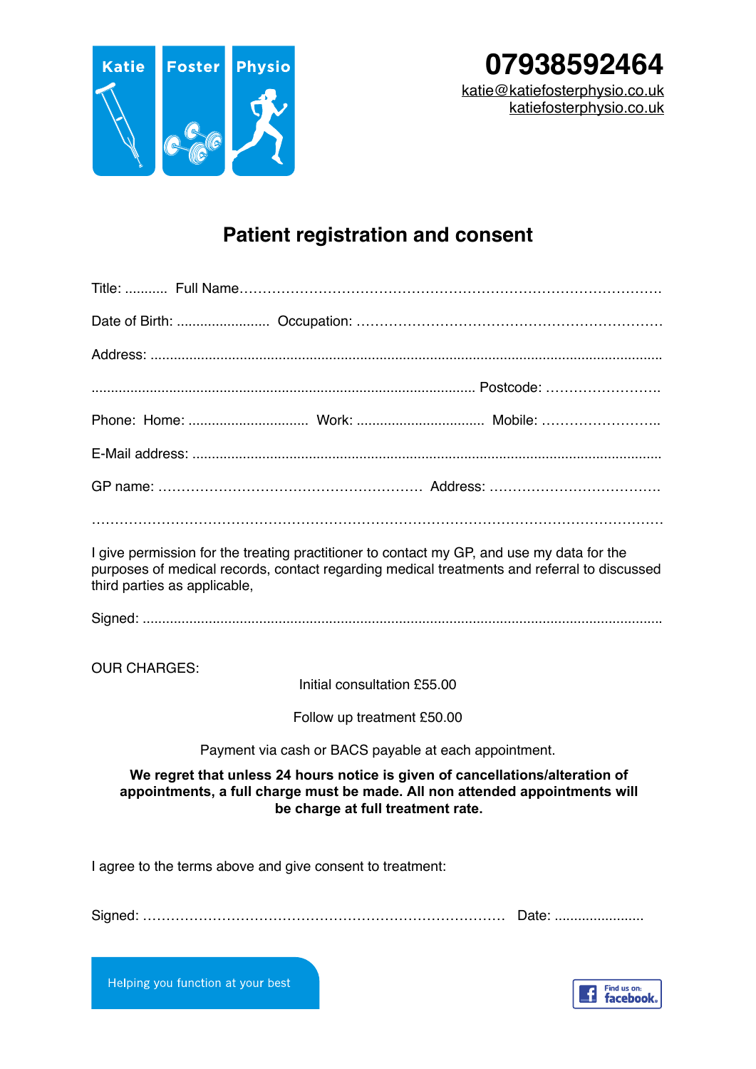Katie Foster Physio

**07938592464**
katie@katiefosterphysio.co.uk
katiefosterphysio.co.uk

# Patient registration and consent

Title: ........... Full Name……………………………………………………………………………

Date of Birth: ........................ Occupation: ………………………………………………………

Address: .................................................................................................................................

.................................................................................................. Postcode: …………………….

Phone: Home: ............................... Work: ................................. Mobile: ……………………..

E-Mail address: ........................................................................................................................

GP name: ………………………………………………… Address: ………………………………

……………………………………………………………………………………………………………

I give permission for the treating practitioner to contact my GP, and use my data for the purposes of medical records, contact regarding medical treatments and referral to discussed third parties as applicable,

Signed: ....................................................................................................................................

OUR CHARGES:

Initial consultation £55.00

Follow up treatment £50.00

Payment via cash or BACS payable at each appointment.

**We regret that unless 24 hours notice is given of cancellations/alteration of appointments, a full charge must be made. All non attended appointments will be charge at full treatment rate.**

I agree to the terms above and give consent to treatment:

Signed: ………………………………………………………………… Date: .......................

Helping you function at your best

Find us on: facebook.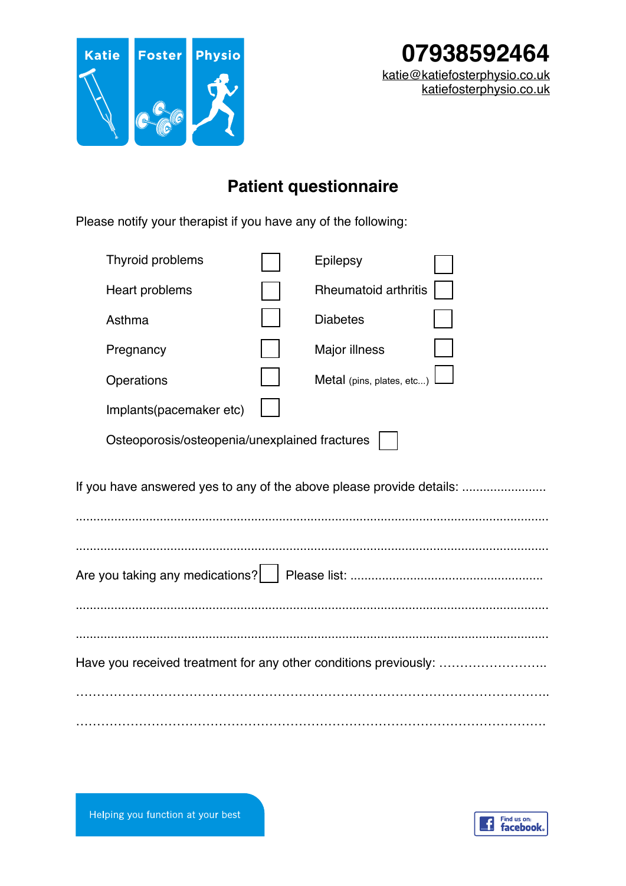Katie Foster Physio

**07938592464**
katie@katiefosterphysio.co.uk
katiefosterphysio.co.uk

# Patient questionnaire

Please notify your therapist if you have any of the following:

| | | | |
|---|---|---|---|
| Thyroid problems | ☐ | Epilepsy | ☐ |
| Heart problems | ☐ | Rheumatoid arthritis | ☐ |
| Asthma | ☐ | Diabetes | ☐ |
| Pregnancy | ☐ | Major illness | ☐ |
| Operations | ☐ | Metal (pins, plates, etc...) | ☐ |
| Implants(pacemaker etc) | ☐ | | |

Osteoporosis/osteopenia/unexplained fractures ☐

If you have answered yes to any of the above please provide details: .......................

.........................................................................................................................

.........................................................................................................................

Are you taking any medications? ☐ Please list: .....................................................

.........................................................................................................................

.........................................................................................................................

Have you received treatment for any other conditions previously: ……………………..

…………………………………………………………………………………………..

…………………………………………………………………………………………

Helping you function at your best

Find us on: facebook.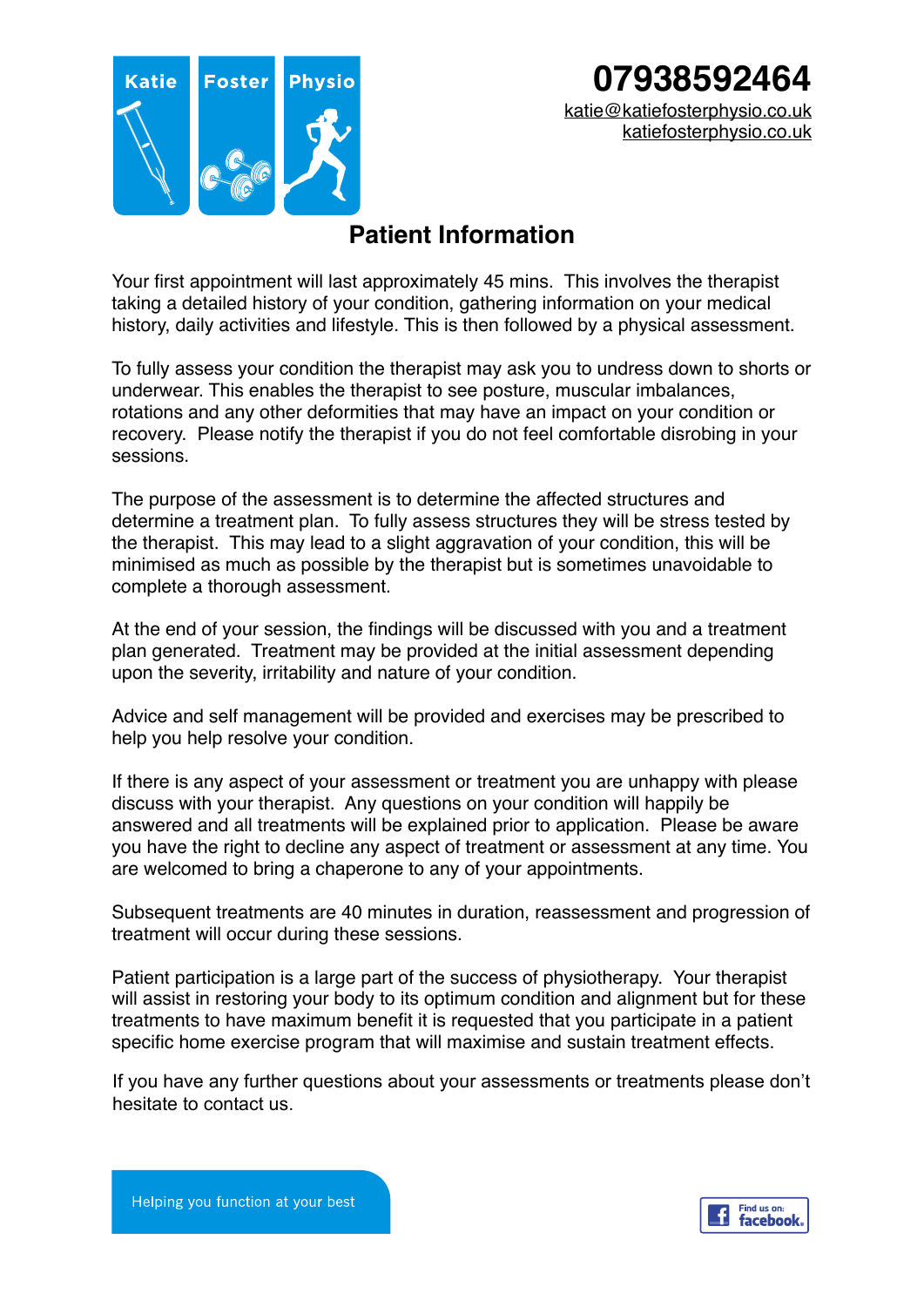Katie Foster Physio

**07938592464**
katie@katiefosterphysio.co.uk
katiefosterphysio.co.uk

# Patient Information

Your first appointment will last approximately 45 mins. This involves the therapist taking a detailed history of your condition, gathering information on your medical history, daily activities and lifestyle. This is then followed by a physical assessment.

To fully assess your condition the therapist may ask you to undress down to shorts or underwear. This enables the therapist to see posture, muscular imbalances, rotations and any other deformities that may have an impact on your condition or recovery. Please notify the therapist if you do not feel comfortable disrobing in your sessions.

The purpose of the assessment is to determine the affected structures and determine a treatment plan. To fully assess structures they will be stress tested by the therapist. This may lead to a slight aggravation of your condition, this will be minimised as much as possible by the therapist but is sometimes unavoidable to complete a thorough assessment.

At the end of your session, the findings will be discussed with you and a treatment plan generated. Treatment may be provided at the initial assessment depending upon the severity, irritability and nature of your condition.

Advice and self management will be provided and exercises may be prescribed to help you help resolve your condition.

If there is any aspect of your assessment or treatment you are unhappy with please discuss with your therapist. Any questions on your condition will happily be answered and all treatments will be explained prior to application. Please be aware you have the right to decline any aspect of treatment or assessment at any time. You are welcomed to bring a chaperone to any of your appointments.

Subsequent treatments are 40 minutes in duration, reassessment and progression of treatment will occur during these sessions.

Patient participation is a large part of the success of physiotherapy. Your therapist will assist in restoring your body to its optimum condition and alignment but for these treatments to have maximum benefit it is requested that you participate in a patient specific home exercise program that will maximise and sustain treatment effects.

If you have any further questions about your assessments or treatments please don't hesitate to contact us.

Helping you function at your best

Find us on: facebook.